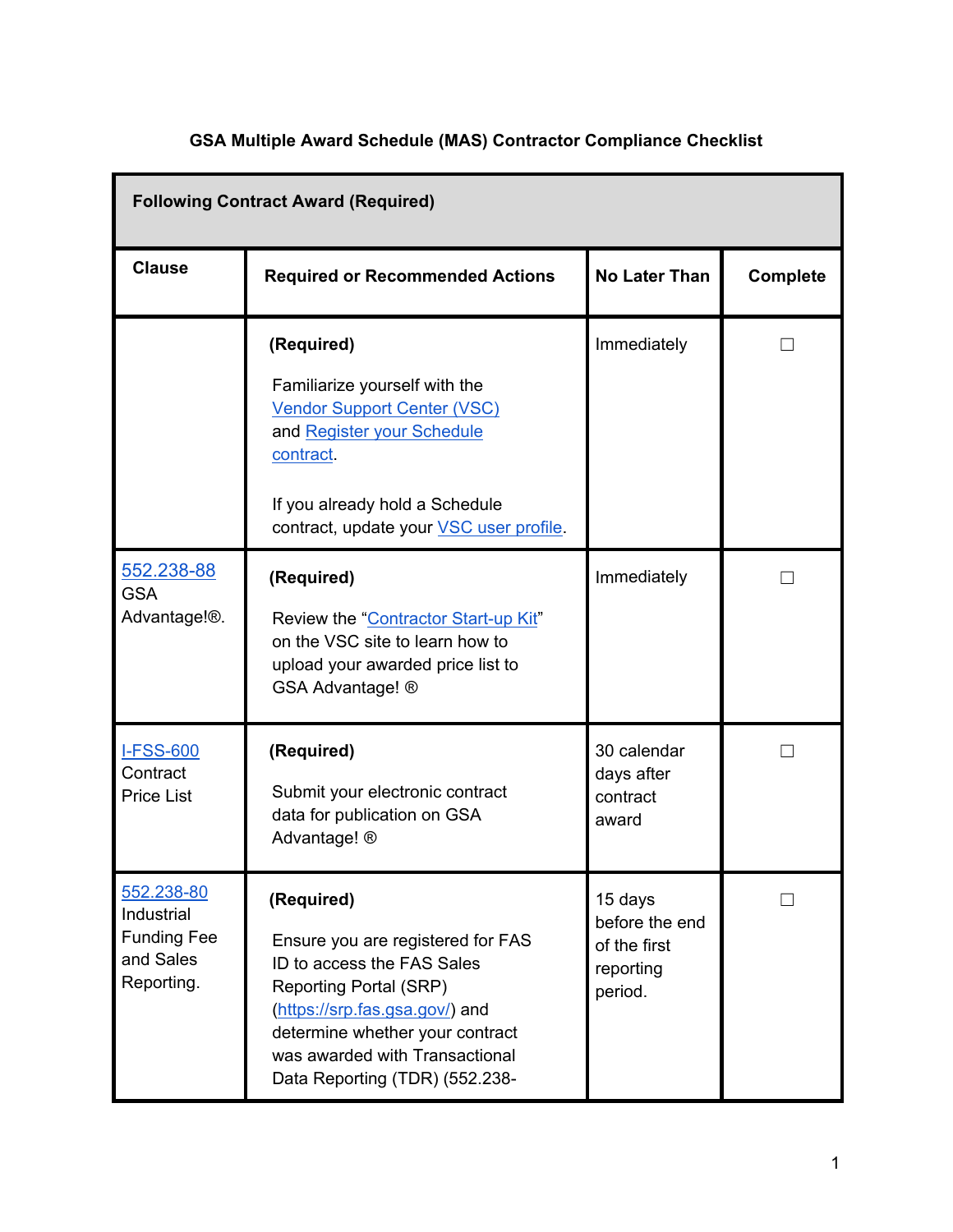# GSA Multiple Award Schedule (MAS) Contractor Compliance Checklist

| **Following Contract Award (Required)** | | | |
|---|---|---|---|
| **Clause** | **Required or Recommended Actions** | **No Later Than** | **Complete** |
| | **(Required)**<br><br>Familiarize yourself with the Vendor Support Center (VSC) and Register your Schedule contract.<br><br>If you already hold a Schedule contract, update your VSC user profile. | Immediately | ☐ |
| 552.238-88 GSA Advantage!®. | **(Required)**<br><br>Review the "Contractor Start-up Kit" on the VSC site to learn how to upload your awarded price list to GSA Advantage! ® | Immediately | ☐ |
| I-FSS-600 Contract Price List | **(Required)**<br><br>Submit your electronic contract data for publication on GSA Advantage! ® | 30 calendar days after contract award | ☐ |
| 552.238-80 Industrial Funding Fee and Sales Reporting. | **(Required)**<br><br>Ensure you are registered for FAS ID to access the FAS Sales Reporting Portal (SRP) (https://srp.fas.gsa.gov/) and determine whether your contract was awarded with Transactional Data Reporting (TDR) (552.238- | 15 days before the end of the first reporting period. | ☐ |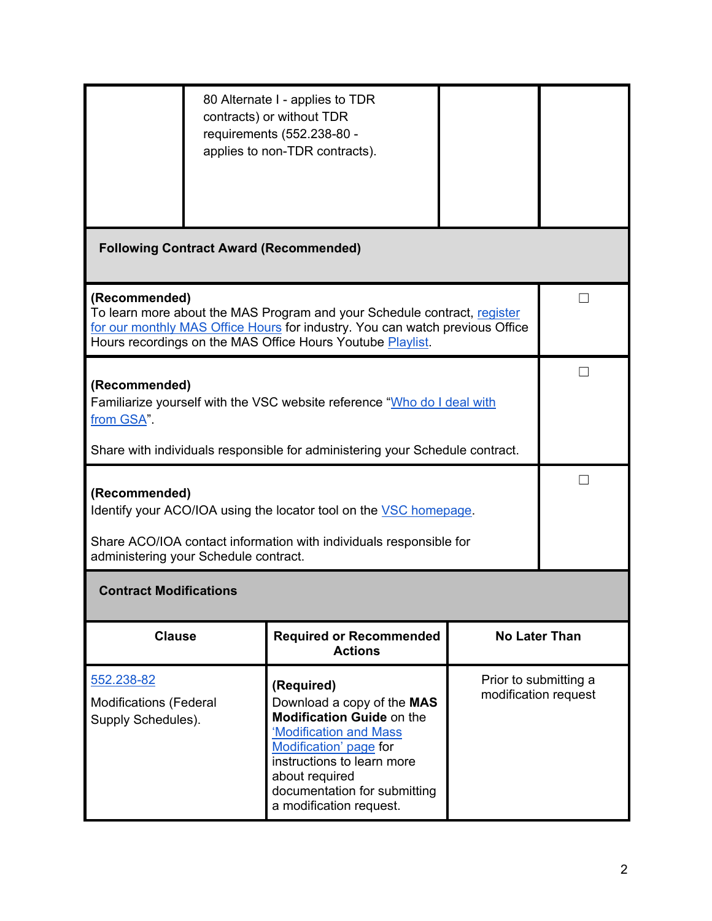| | | | |
|---|---|---|---|
| | 80 Alternate I - applies to TDR contracts) or without TDR requirements (552.238-80 - applies to non-TDR contracts). | | |

**Following Contract Award (Recommended)**

| | |
|---|---|
| **(Recommended)** To learn more about the MAS Program and your Schedule contract, register for our monthly MAS Office Hours for industry. You can watch previous Office Hours recordings on the MAS Office Hours Youtube Playlist. | ☐ |
| **(Recommended)** Familiarize yourself with the VSC website reference "Who do I deal with from GSA". Share with individuals responsible for administering your Schedule contract. | ☐ |
| **(Recommended)** Identify your ACO/IOA using the locator tool on the VSC homepage. Share ACO/IOA contact information with individuals responsible for administering your Schedule contract. | ☐ |

**Contract Modifications**

| Clause | Required or Recommended Actions | No Later Than |
|---|---|---|
| 552.238-82 Modifications (Federal Supply Schedules). | **(Required)** Download a copy of the **MAS Modification Guide** on the 'Modification and Mass Modification' page for instructions to learn more about required documentation for submitting a modification request. | Prior to submitting a modification request |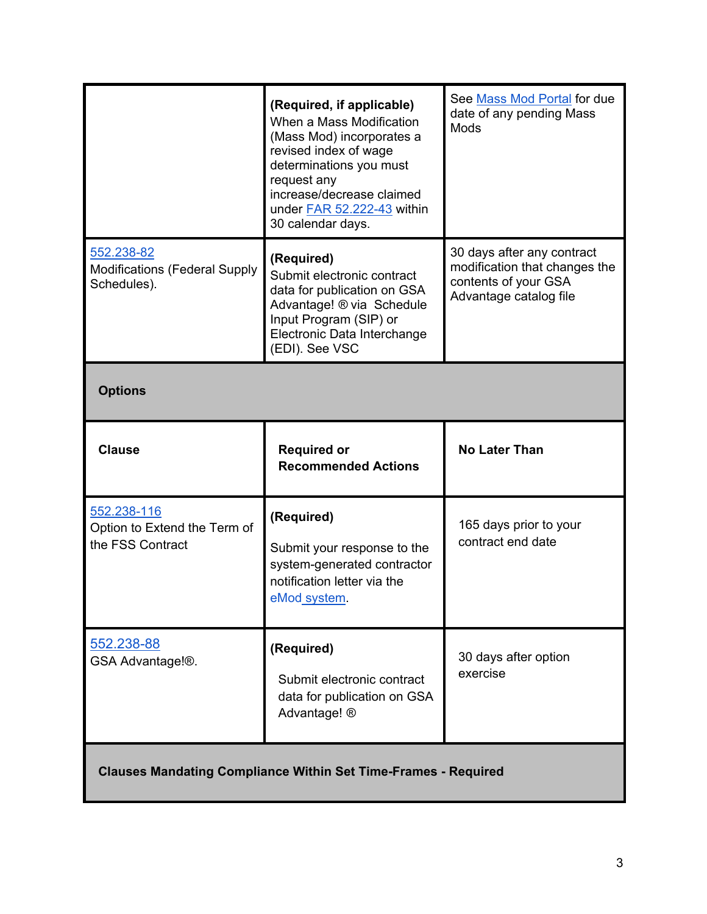| | | |
|---|---|---|
| | **(Required, if applicable)** When a Mass Modification (Mass Mod) incorporates a revised index of wage determinations you must request any increase/decrease claimed under FAR 52.222-43 within 30 calendar days. | See Mass Mod Portal for due date of any pending Mass Mods |
| 552.238-82 Modifications (Federal Supply Schedules). | **(Required)** Submit electronic contract data for publication on GSA Advantage! ® via Schedule Input Program (SIP) or Electronic Data Interchange (EDI). See VSC | 30 days after any contract modification that changes the contents of your GSA Advantage catalog file |
| **Options** | | |
| **Clause** | **Required or Recommended Actions** | **No Later Than** |
| 552.238-116 Option to Extend the Term of the FSS Contract | **(Required)** Submit your response to the system-generated contractor notification letter via the eMod system. | 165 days prior to your contract end date |
| 552.238-88 GSA Advantage!®. | **(Required)** Submit electronic contract data for publication on GSA Advantage! ® | 30 days after option exercise |
| **Clauses Mandating Compliance Within Set Time-Frames - Required** | | |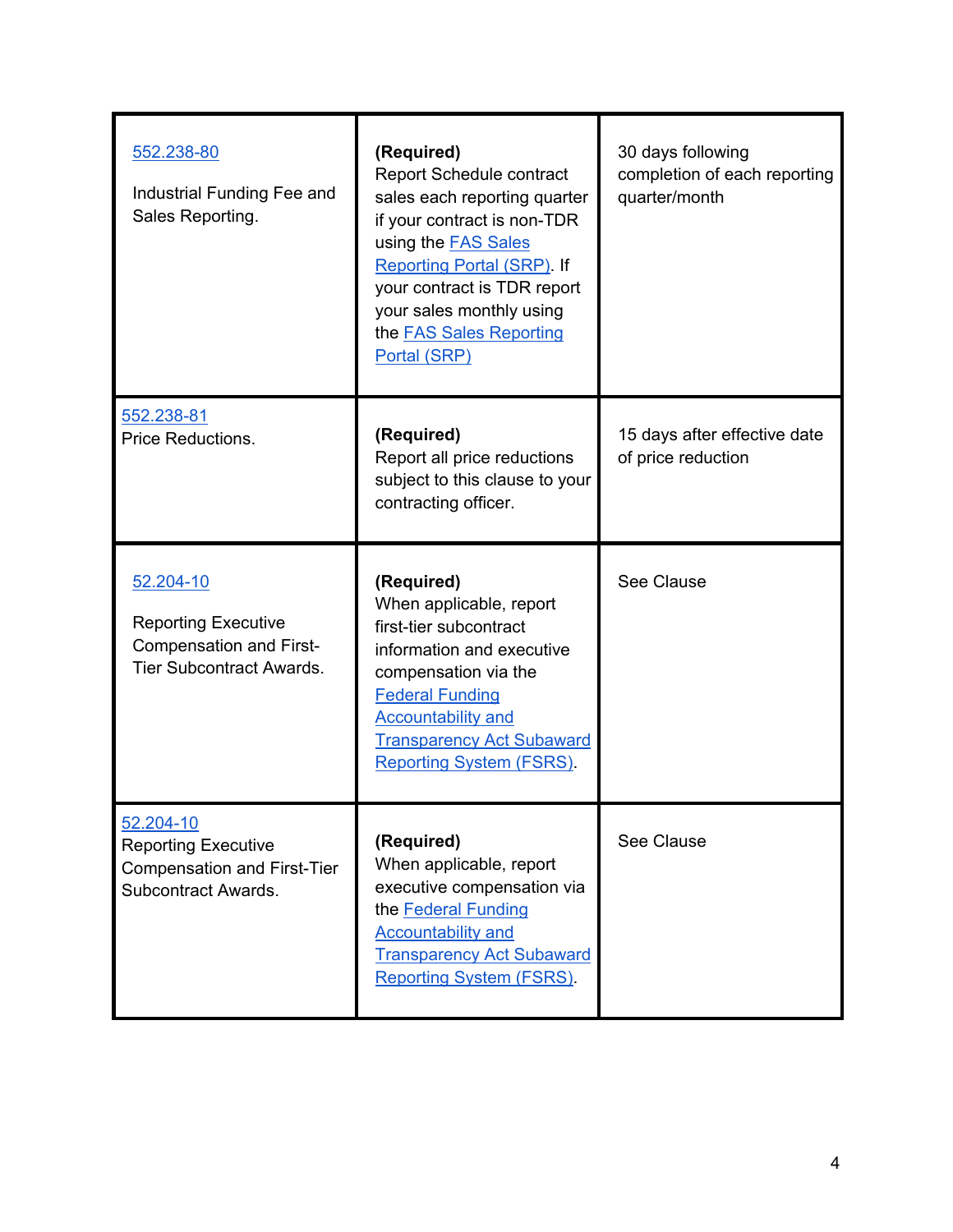| | | |
|---|---|---|
| 552.238-80<br><br>Industrial Funding Fee and Sales Reporting. | **(Required)**<br>Report Schedule contract sales each reporting quarter if your contract is non-TDR using the FAS Sales Reporting Portal (SRP). If your contract is TDR report your sales monthly using the FAS Sales Reporting Portal (SRP) | 30 days following completion of each reporting quarter/month |
| 552.238-81<br>Price Reductions. | **(Required)**<br>Report all price reductions subject to this clause to your contracting officer. | 15 days after effective date of price reduction |
| 52.204-10<br><br>Reporting Executive Compensation and First-Tier Subcontract Awards. | **(Required)**<br>When applicable, report first-tier subcontract information and executive compensation via the Federal Funding Accountability and Transparency Act Subaward Reporting System (FSRS). | See Clause |
| 52.204-10<br>Reporting Executive Compensation and First-Tier Subcontract Awards. | **(Required)**<br>When applicable, report executive compensation via the Federal Funding Accountability and Transparency Act Subaward Reporting System (FSRS). | See Clause |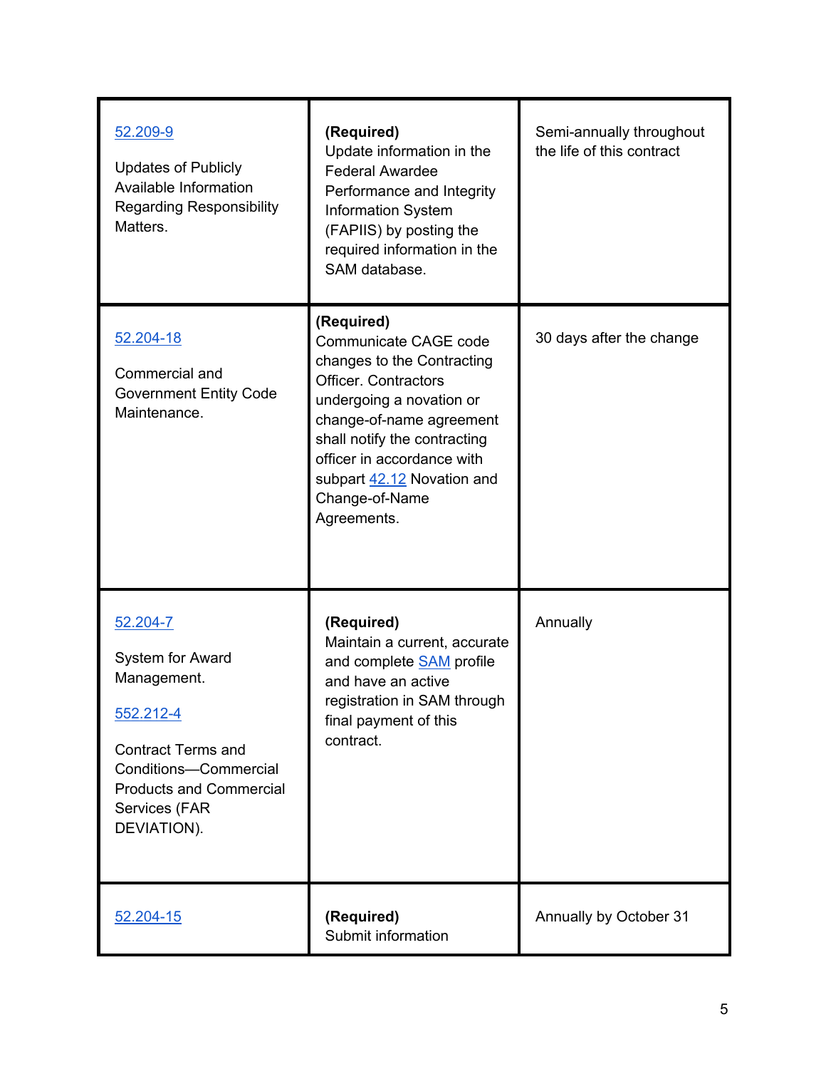| 52.209-9<br><br>Updates of Publicly Available Information Regarding Responsibility Matters. | **(Required)**<br>Update information in the Federal Awardee Performance and Integrity Information System (FAPIIS) by posting the required information in the SAM database. | Semi-annually throughout the life of this contract |
|---|---|---|
| 52.204-18<br><br>Commercial and Government Entity Code Maintenance. | **(Required)**<br>Communicate CAGE code changes to the Contracting Officer. Contractors undergoing a novation or change-of-name agreement shall notify the contracting officer in accordance with subpart 42.12 Novation and Change-of-Name Agreements. | 30 days after the change |
| 52.204-7<br><br>System for Award Management.<br><br>552.212-4<br><br>Contract Terms and Conditions—Commercial Products and Commercial Services (FAR DEVIATION). | **(Required)**<br>Maintain a current, accurate and complete SAM profile and have an active registration in SAM through final payment of this contract. | Annually |
| 52.204-15 | **(Required)**<br>Submit information | Annually by October 31 |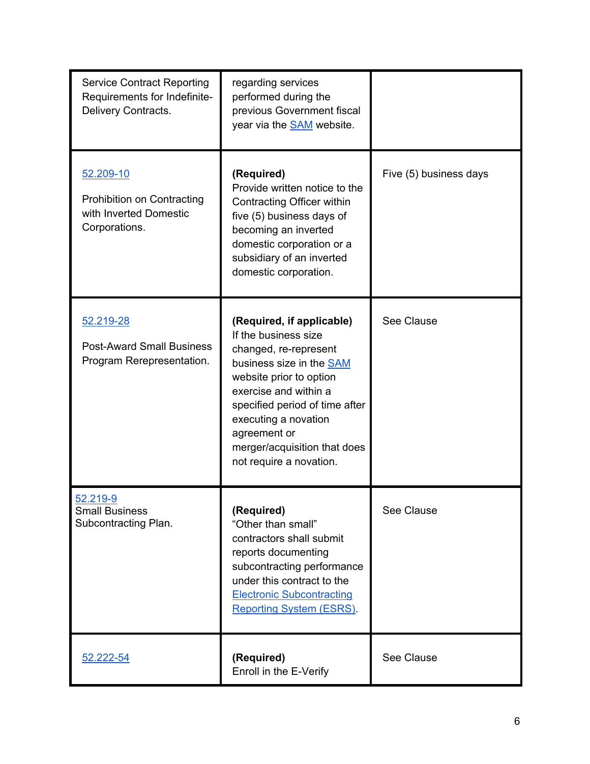| | | |
|---|---|---|
| Service Contract Reporting Requirements for Indefinite-Delivery Contracts. | regarding services performed during the previous Government fiscal year via the SAM website. | |
| 52.209-10<br><br>Prohibition on Contracting with Inverted Domestic Corporations. | **(Required)**<br>Provide written notice to the Contracting Officer within five (5) business days of becoming an inverted domestic corporation or a subsidiary of an inverted domestic corporation. | Five (5) business days |
| 52.219-28<br><br>Post-Award Small Business Program Rerepresentation. | **(Required, if applicable)**<br>If the business size changed, re-represent business size in the SAM website prior to option exercise and within a specified period of time after executing a novation agreement or merger/acquisition that does not require a novation. | See Clause |
| 52.219-9<br>Small Business Subcontracting Plan. | **(Required)**<br>"Other than small" contractors shall submit reports documenting subcontracting performance under this contract to the Electronic Subcontracting Reporting System (ESRS). | See Clause |
| 52.222-54 | **(Required)**<br>Enroll in the E-Verify | See Clause |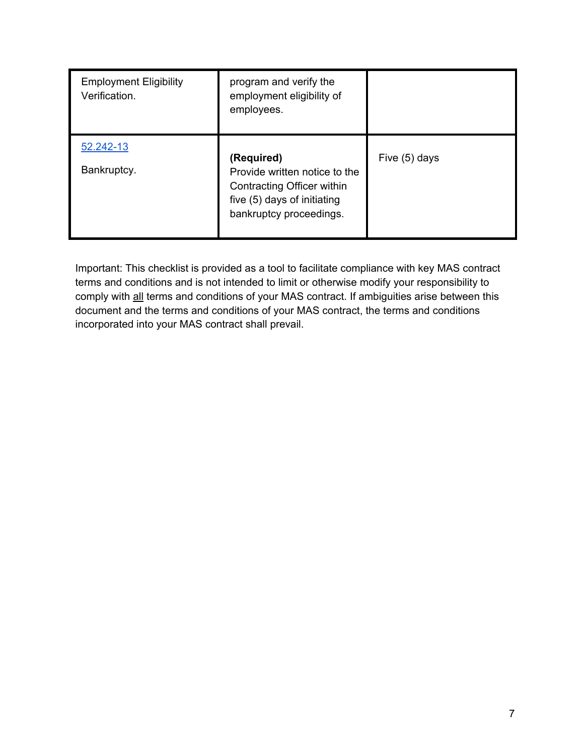| | | |
|---|---|---|
| Employment Eligibility Verification. | program and verify the employment eligibility of employees. | |
| [52.242-13](52.242-13)<br><br>Bankruptcy. | **(Required)**<br>Provide written notice to the Contracting Officer within five (5) days of initiating bankruptcy proceedings. | Five (5) days |

Important: This checklist is provided as a tool to facilitate compliance with key MAS contract terms and conditions and is not intended to limit or otherwise modify your responsibility to comply with <u>all</u> terms and conditions of your MAS contract. If ambiguities arise between this document and the terms and conditions of your MAS contract, the terms and conditions incorporated into your MAS contract shall prevail.